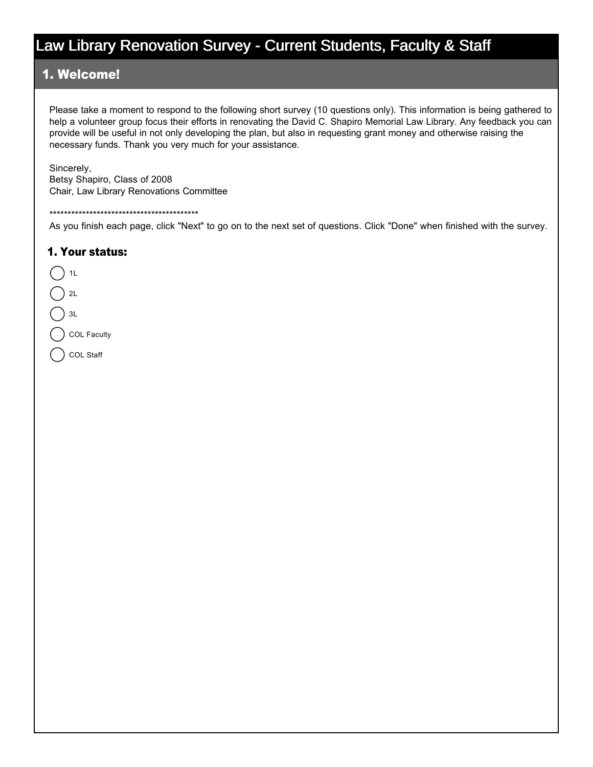# Law Library Renovation Survey - Current Students, Faculty & Staff

## 1. Welcome!

Please take a moment to respond to the following short survey (10 questions only). This information is being gathered to help a volunteer group focus their efforts in renovating the David C. Shapiro Memorial Law Library. Any feedback you can provide will be useful in not only developing the plan, but also in requesting grant money and otherwise raising the necessary funds. Thank you very much for your assistance.

Sincerely,
Betsy Shapiro, Class of 2008
Chair, Law Library Renovations Committee

******************************************

As you finish each page, click "Next" to go on to the next set of questions. Click "Done" when finished with the survey.

### 1. Your status:

- 1L
- 2L
- 3L
- COL Faculty
- COL Staff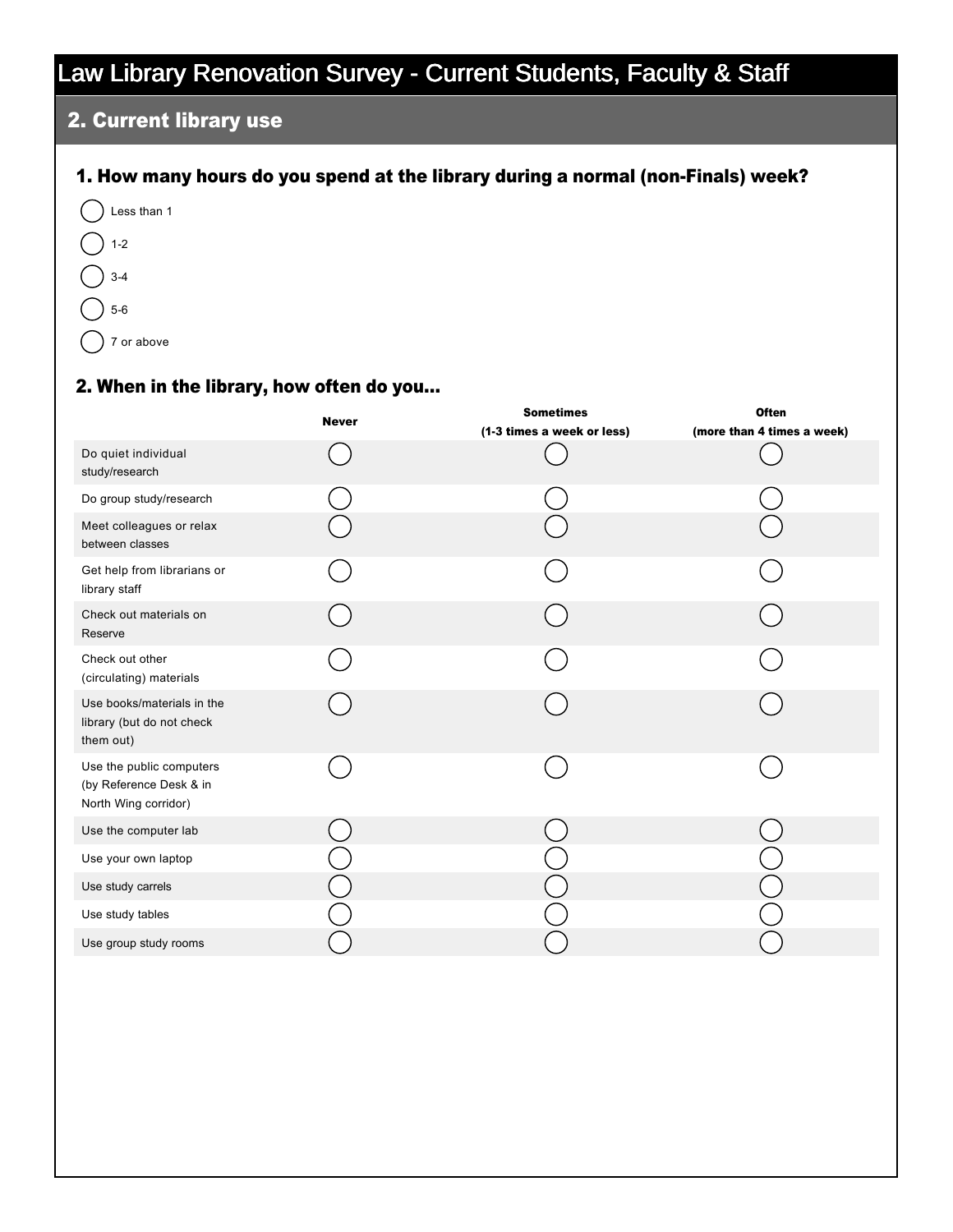# Law Library Renovation Survey - Current Students, Faculty & Staff

## 2. Current library use

### 1. How many hours do you spend at the library during a normal (non-Finals) week?

- ◯ Less than 1
- ◯ 1-2
- ◯ 3-4
- ◯ 5-6
- ◯ 7 or above

### 2. When in the library, how often do you...

| | Never | Sometimes (1-3 times a week or less) | Often (more than 4 times a week) |
|---|---|---|---|
| Do quiet individual study/research | ◯ | ◯ | ◯ |
| Do group study/research | ◯ | ◯ | ◯ |
| Meet colleagues or relax between classes | ◯ | ◯ | ◯ |
| Get help from librarians or library staff | ◯ | ◯ | ◯ |
| Check out materials on Reserve | ◯ | ◯ | ◯ |
| Check out other (circulating) materials | ◯ | ◯ | ◯ |
| Use books/materials in the library (but do not check them out) | ◯ | ◯ | ◯ |
| Use the public computers (by Reference Desk & in North Wing corridor) | ◯ | ◯ | ◯ |
| Use the computer lab | ◯ | ◯ | ◯ |
| Use your own laptop | ◯ | ◯ | ◯ |
| Use study carrels | ◯ | ◯ | ◯ |
| Use study tables | ◯ | ◯ | ◯ |
| Use group study rooms | ◯ | ◯ | ◯ |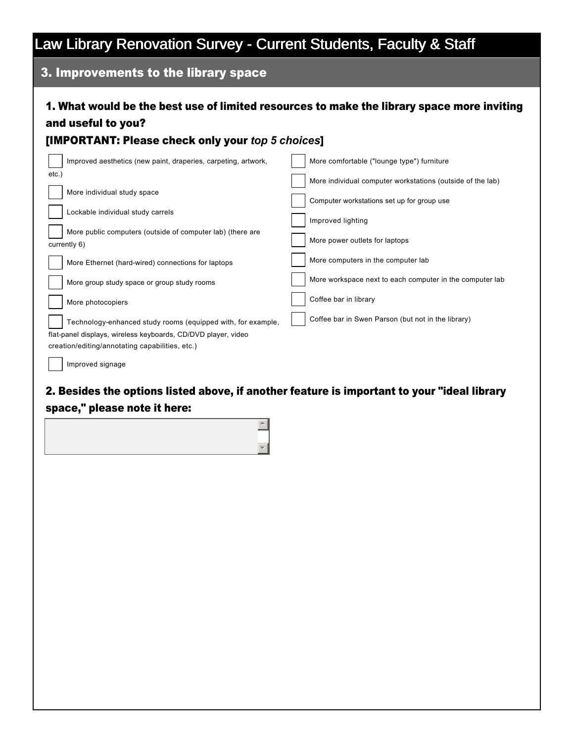# Law Library Renovation Survey - Current Students, Faculty & Staff

## 3. Improvements to the library space

### 1. What would be the best use of limited resources to make the library space more inviting and useful to you?

### [IMPORTANT: Please check only your *top 5 choices*]

- ☐ Improved aesthetics (new paint, draperies, carpeting, artwork, etc.)
- ☐ More individual study space
- ☐ Lockable individual study carrels
- ☐ More public computers (outside of computer lab) (there are currently 6)
- ☐ More Ethernet (hard-wired) connections for laptops
- ☐ More group study space or group study rooms
- ☐ More photocopiers
- ☐ Technology-enhanced study rooms (equipped with, for example, flat-panel displays, wireless keyboards, CD/DVD player, video creation/editing/annotating capabilities, etc.)
- ☐ Improved signage
- ☐ More comfortable ("lounge type") furniture
- ☐ More individual computer workstations (outside of the lab)
- ☐ Computer workstations set up for group use
- ☐ Improved lighting
- ☐ More power outlets for laptops
- ☐ More computers in the computer lab
- ☐ More workspace next to each computer in the computer lab
- ☐ Coffee bar in library
- ☐ Coffee bar in Swen Parson (but not in the library)

### 2. Besides the options listed above, if another feature is important to your "ideal library space," please note it here: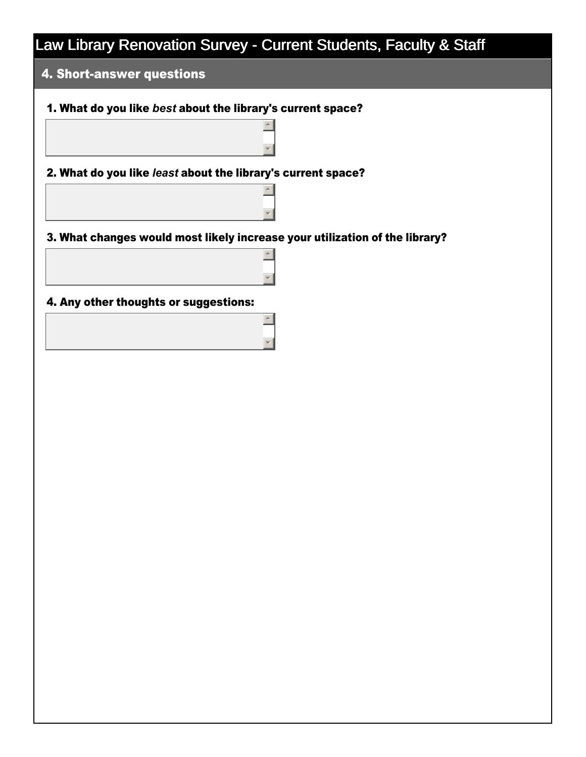# Law Library Renovation Survey - Current Students, Faculty & Staff

## 4. Short-answer questions

**1. What do you like *best* about the library's current space?**

**2. What do you like *least* about the library's current space?**

**3. What changes would most likely increase your utilization of the library?**

**4. Any other thoughts or suggestions:**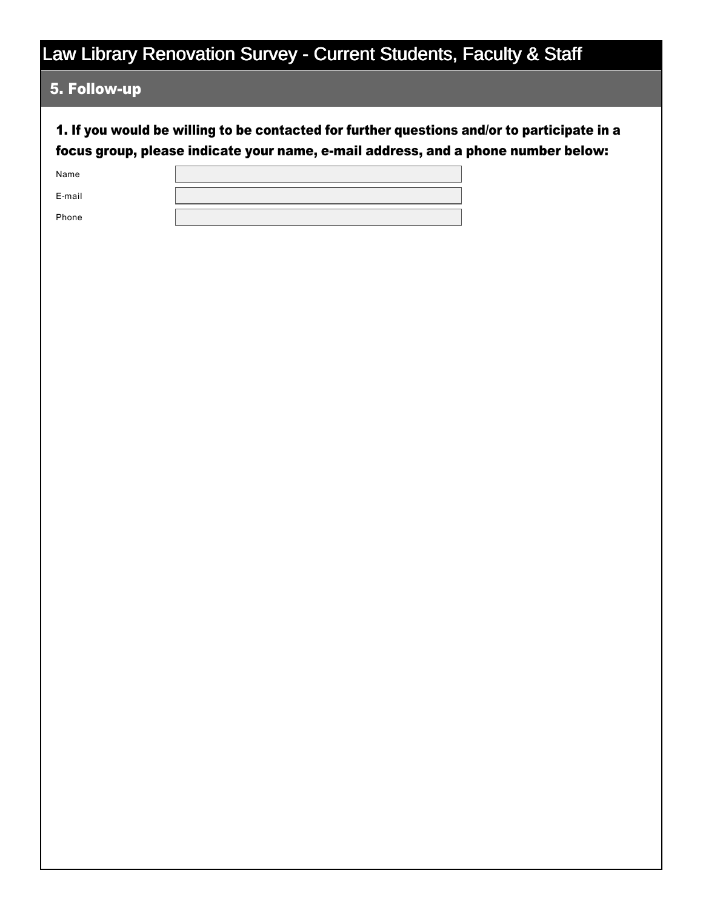# Law Library Renovation Survey - Current Students, Faculty & Staff

## 5. Follow-up

**1. If you would be willing to be contacted for further questions and/or to participate in a focus group, please indicate your name, e-mail address, and a phone number below:**

| | |
|---|---|
| Name | |
| E-mail | |
| Phone | |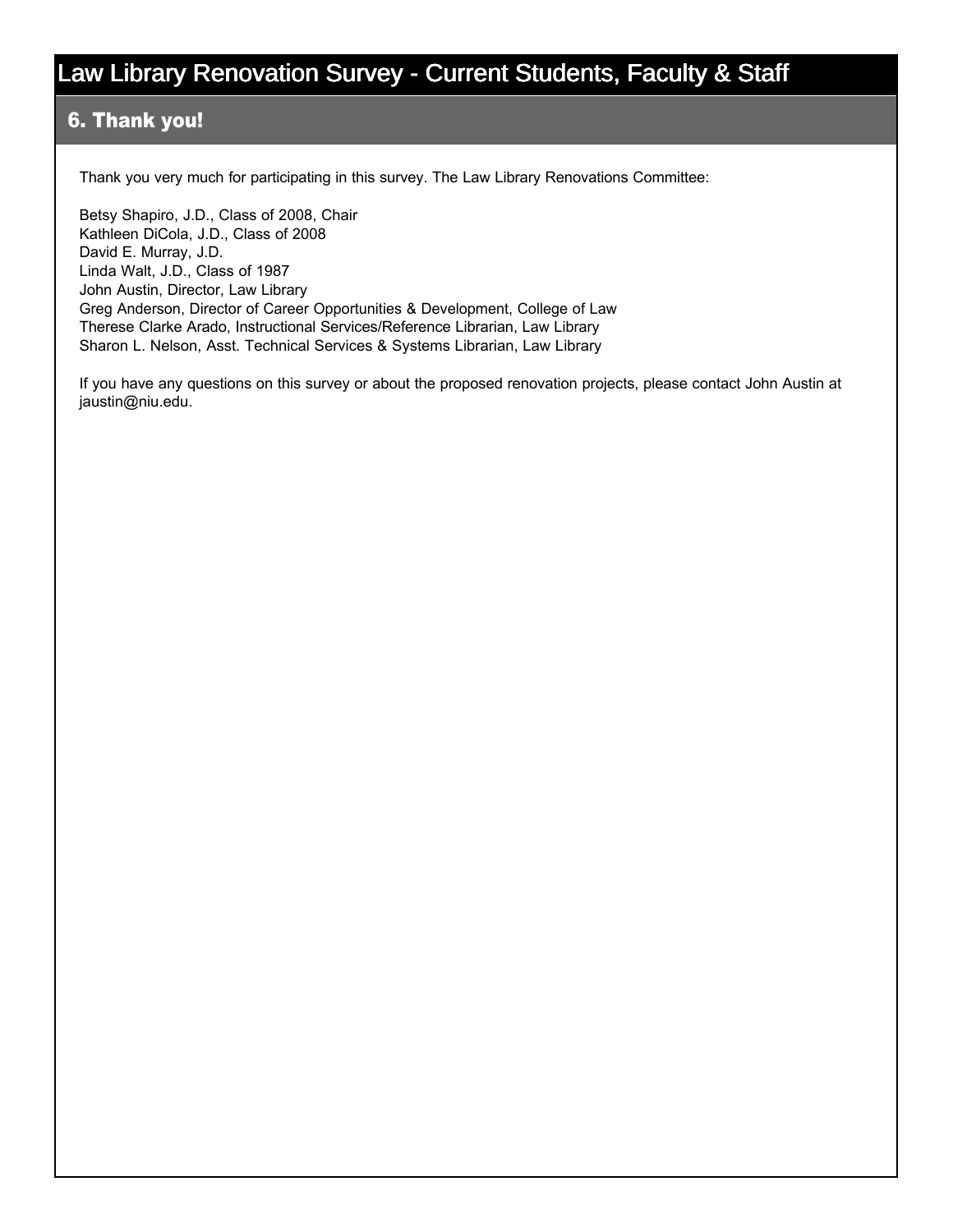# Law Library Renovation Survey - Current Students, Faculty & Staff

## 6. Thank you!

Thank you very much for participating in this survey. The Law Library Renovations Committee:

Betsy Shapiro, J.D., Class of 2008, Chair
Kathleen DiCola, J.D., Class of 2008
David E. Murray, J.D.
Linda Walt, J.D., Class of 1987
John Austin, Director, Law Library
Greg Anderson, Director of Career Opportunities & Development, College of Law
Therese Clarke Arado, Instructional Services/Reference Librarian, Law Library
Sharon L. Nelson, Asst. Technical Services & Systems Librarian, Law Library

If you have any questions on this survey or about the proposed renovation projects, please contact John Austin at jaustin@niu.edu.